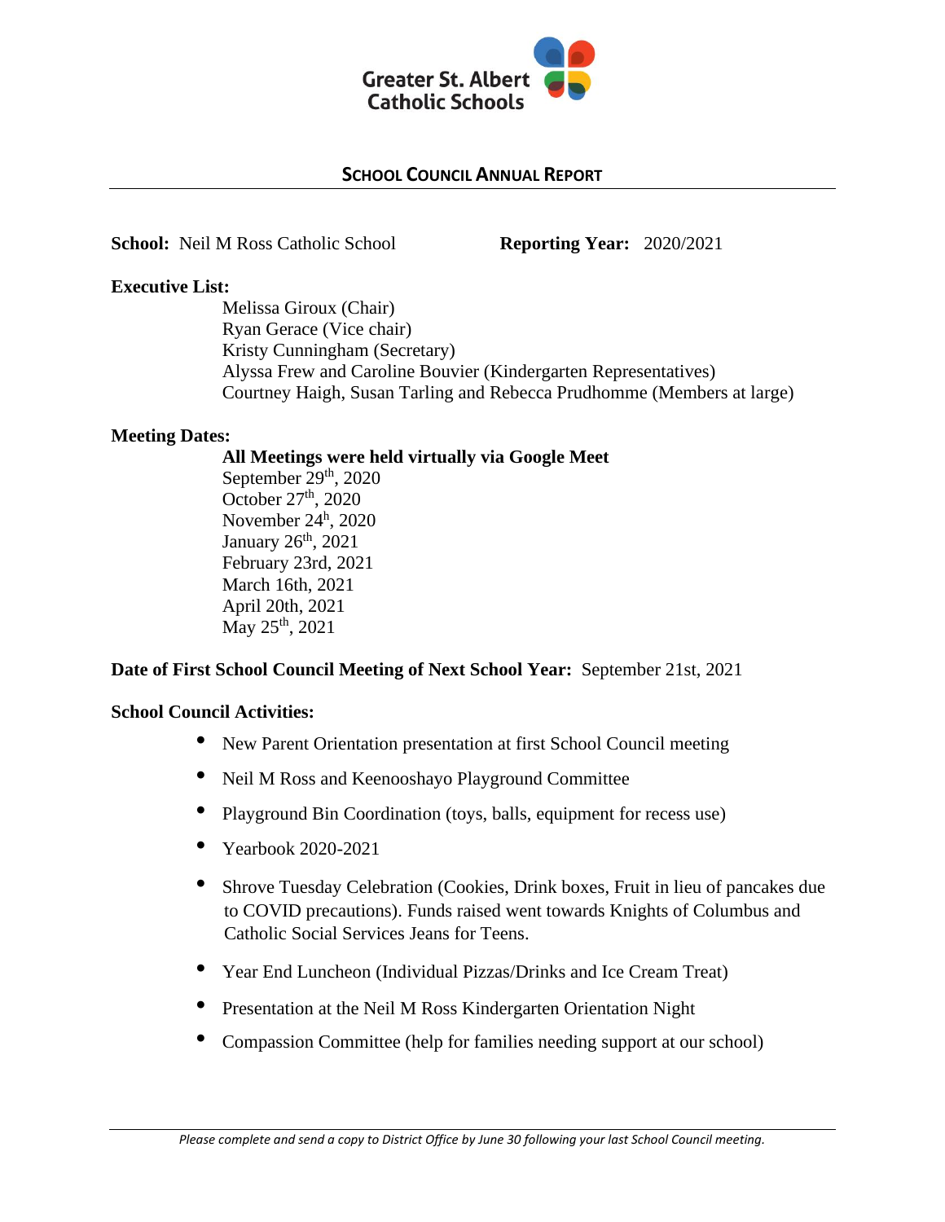Greater St. Albert Catholic Schools

## SCHOOL COUNCIL ANNUAL REPORT

**School:** Neil M Ross Catholic School **Reporting Year:** 2020/2021

**Executive List:**

Melissa Giroux (Chair)
Ryan Gerace (Vice chair)
Kristy Cunningham (Secretary)
Alyssa Frew and Caroline Bouvier (Kindergarten Representatives)
Courtney Haigh, Susan Tarling and Rebecca Prudhomme (Members at large)

**Meeting Dates:**

**All Meetings were held virtually via Google Meet**
September 29th, 2020
October 27th, 2020
November 24h, 2020
January 26th, 2021
February 23rd, 2021
March 16th, 2021
April 20th, 2021
May 25th, 2021

**Date of First School Council Meeting of Next School Year:** September 21st, 2021

**School Council Activities:**

- New Parent Orientation presentation at first School Council meeting
- Neil M Ross and Keenooshayo Playground Committee
- Playground Bin Coordination (toys, balls, equipment for recess use)
- Yearbook 2020-2021
- Shrove Tuesday Celebration (Cookies, Drink boxes, Fruit in lieu of pancakes due to COVID precautions). Funds raised went towards Knights of Columbus and Catholic Social Services Jeans for Teens.
- Year End Luncheon (Individual Pizzas/Drinks and Ice Cream Treat)
- Presentation at the Neil M Ross Kindergarten Orientation Night
- Compassion Committee (help for families needing support at our school)

*Please complete and send a copy to District Office by June 30 following your last School Council meeting.*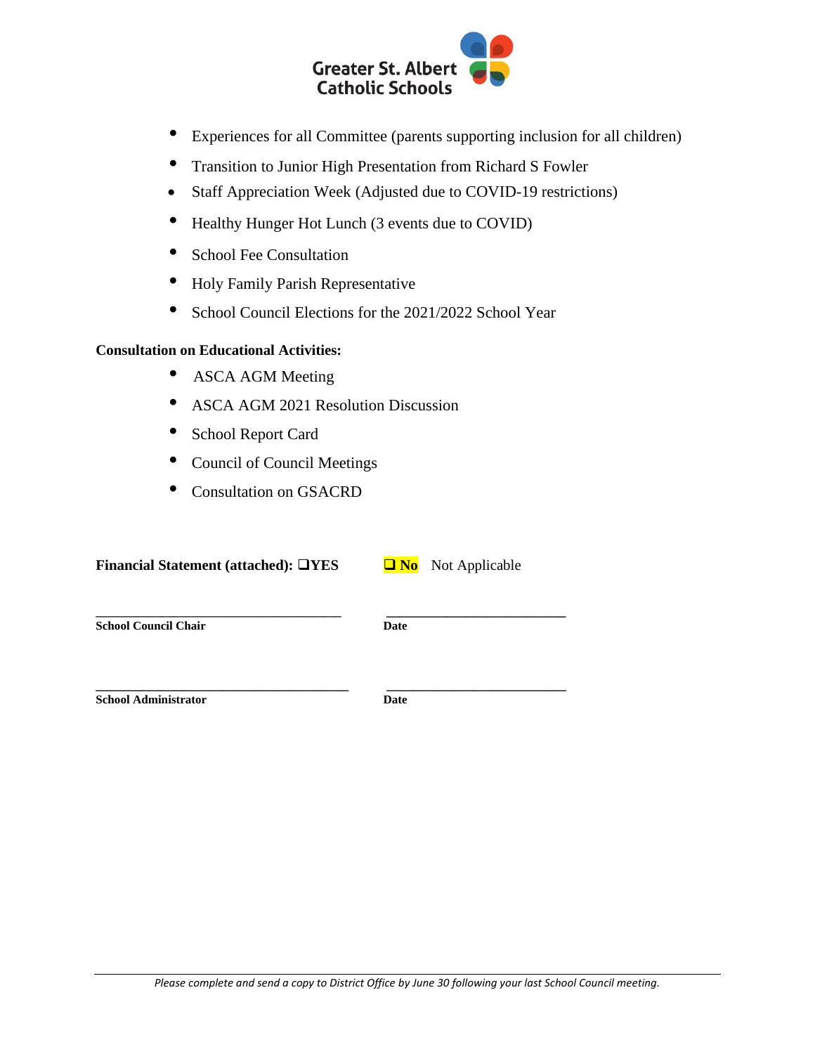- Experiences for all Committee (parents supporting inclusion for all children)
- Transition to Junior High Presentation from Richard S Fowler
- Staff Appreciation Week (Adjusted due to COVID-19 restrictions)
- Healthy Hunger Hot Lunch (3 events due to COVID)
- School Fee Consultation
- Holy Family Parish Representative
- School Council Elections for the 2021/2022 School Year

**Consultation on Educational Activities:**

- ASCA AGM Meeting
- ASCA AGM 2021 Resolution Discussion
- School Report Card
- Council of Council Meetings
- Consultation on GSACRD

**Financial Statement (attached):** ❑**YES** ❑ **No** Not Applicable

\_\_\_\_\_\_\_\_\_\_\_\_\_\_\_\_\_\_\_\_\_\_\_\_\_\_\_\_\_\_\_\_\_\_\_ \_\_\_\_\_\_\_\_\_\_\_\_\_\_\_\_\_\_\_\_\_\_\_\_\_\_

**School Council Chair** **Date**

\_\_\_\_\_\_\_\_\_\_\_\_\_\_\_\_\_\_\_\_\_\_\_\_\_\_\_\_\_\_\_\_\_\_\_ \_\_\_\_\_\_\_\_\_\_\_\_\_\_\_\_\_\_\_\_\_\_\_\_\_\_

**School Administrator** **Date**

*Please complete and send a copy to District Office by June 30 following your last School Council meeting.*